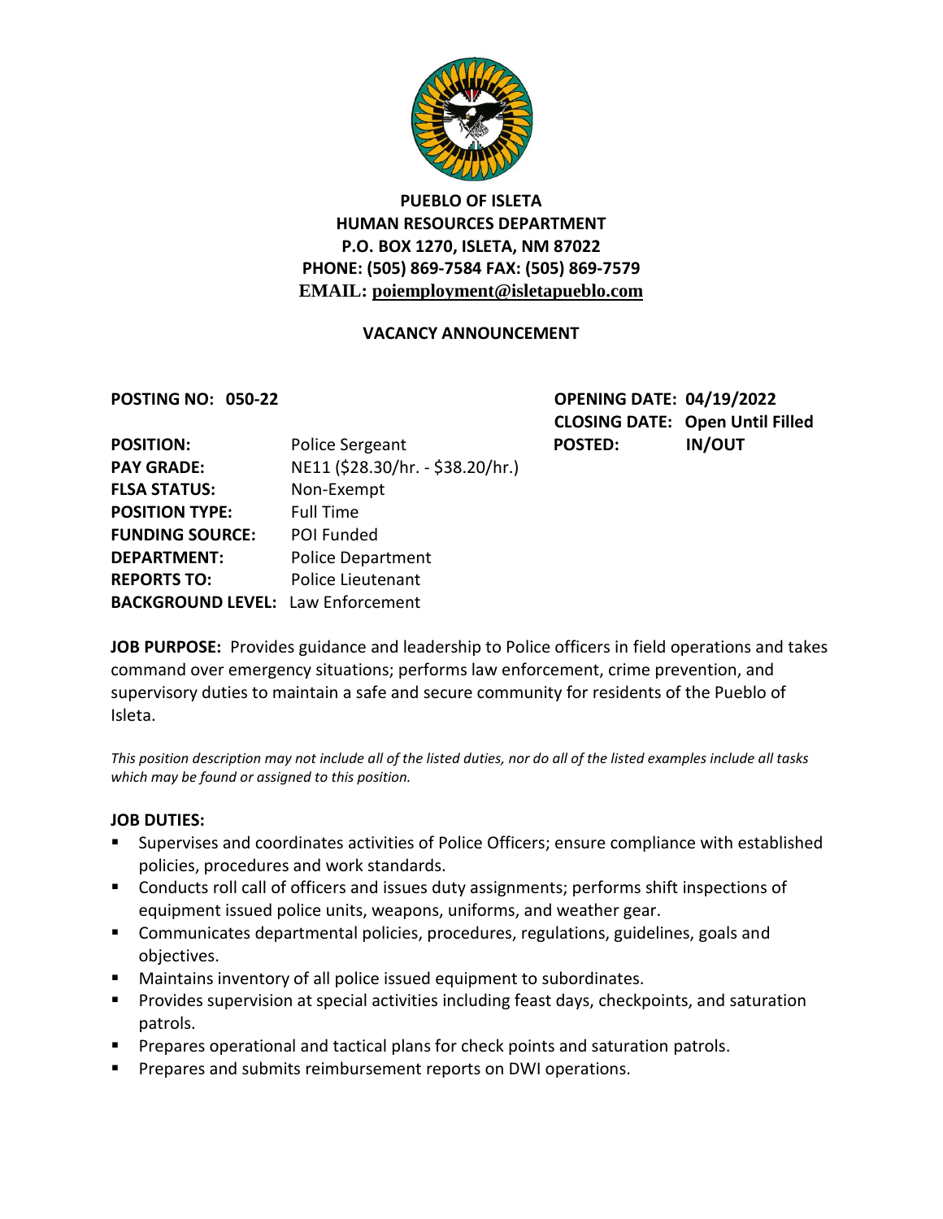# PUEBLO OF ISLETA
## HUMAN RESOURCES DEPARTMENT
**P.O. BOX 1270, ISLETA, NM 87022**
**PHONE: (505) 869-7584 FAX: (505) 869-7579**
**EMAIL: poiemployment@isletapueblo.com**

### VACANCY ANNOUNCEMENT

**POSTING NO: 050-22**

**OPENING DATE: 04/19/2022**
**CLOSING DATE: Open Until Filled**
**POSTED: IN/OUT**

**POSITION:** Police Sergeant
**PAY GRADE:** NE11 ($28.30/hr. - $38.20/hr.)
**FLSA STATUS:** Non-Exempt
**POSITION TYPE:** Full Time
**FUNDING SOURCE:** POI Funded
**DEPARTMENT:** Police Department
**REPORTS TO:** Police Lieutenant
**BACKGROUND LEVEL:** Law Enforcement

**JOB PURPOSE:** Provides guidance and leadership to Police officers in field operations and takes command over emergency situations; performs law enforcement, crime prevention, and supervisory duties to maintain a safe and secure community for residents of the Pueblo of Isleta.

*This position description may not include all of the listed duties, nor do all of the listed examples include all tasks which may be found or assigned to this position.*

**JOB DUTIES:**

- Supervises and coordinates activities of Police Officers; ensure compliance with established policies, procedures and work standards.
- Conducts roll call of officers and issues duty assignments; performs shift inspections of equipment issued police units, weapons, uniforms, and weather gear.
- Communicates departmental policies, procedures, regulations, guidelines, goals and objectives.
- Maintains inventory of all police issued equipment to subordinates.
- Provides supervision at special activities including feast days, checkpoints, and saturation patrols.
- Prepares operational and tactical plans for check points and saturation patrols.
- Prepares and submits reimbursement reports on DWI operations.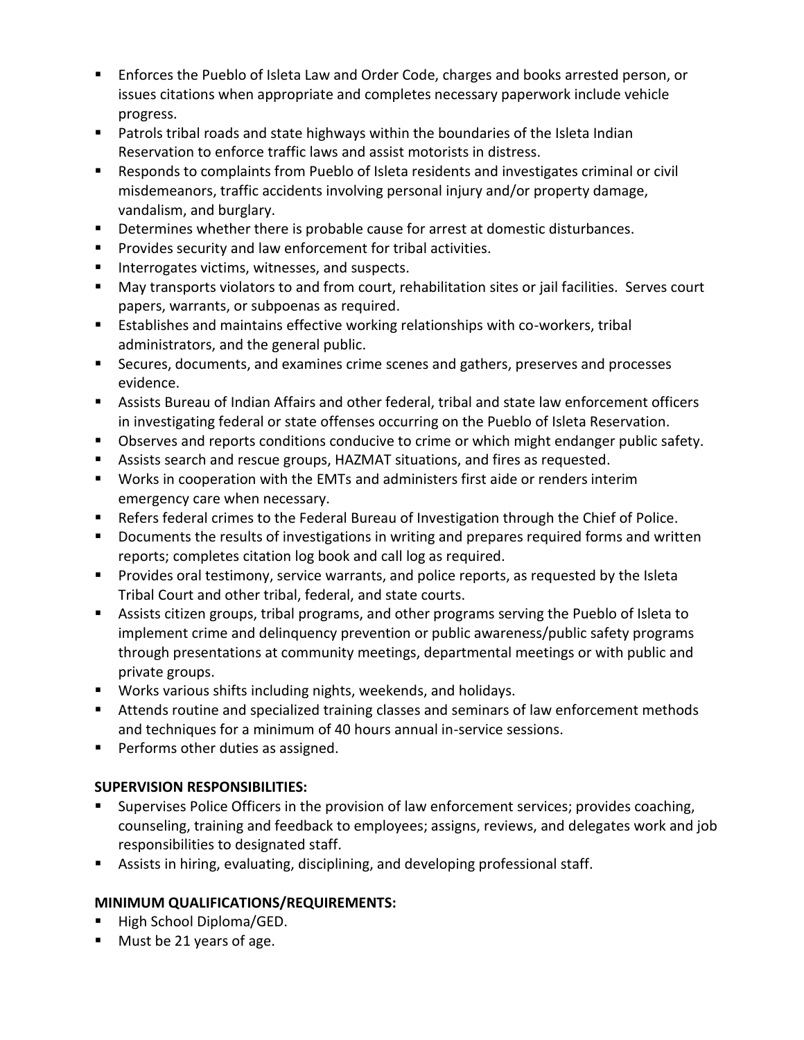- Enforces the Pueblo of Isleta Law and Order Code, charges and books arrested person, or issues citations when appropriate and completes necessary paperwork include vehicle progress.
- Patrols tribal roads and state highways within the boundaries of the Isleta Indian Reservation to enforce traffic laws and assist motorists in distress.
- Responds to complaints from Pueblo of Isleta residents and investigates criminal or civil misdemeanors, traffic accidents involving personal injury and/or property damage, vandalism, and burglary.
- Determines whether there is probable cause for arrest at domestic disturbances.
- Provides security and law enforcement for tribal activities.
- Interrogates victims, witnesses, and suspects.
- May transports violators to and from court, rehabilitation sites or jail facilities. Serves court papers, warrants, or subpoenas as required.
- Establishes and maintains effective working relationships with co-workers, tribal administrators, and the general public.
- Secures, documents, and examines crime scenes and gathers, preserves and processes evidence.
- Assists Bureau of Indian Affairs and other federal, tribal and state law enforcement officers in investigating federal or state offenses occurring on the Pueblo of Isleta Reservation.
- Observes and reports conditions conducive to crime or which might endanger public safety.
- Assists search and rescue groups, HAZMAT situations, and fires as requested.
- Works in cooperation with the EMTs and administers first aide or renders interim emergency care when necessary.
- Refers federal crimes to the Federal Bureau of Investigation through the Chief of Police.
- Documents the results of investigations in writing and prepares required forms and written reports; completes citation log book and call log as required.
- Provides oral testimony, service warrants, and police reports, as requested by the Isleta Tribal Court and other tribal, federal, and state courts.
- Assists citizen groups, tribal programs, and other programs serving the Pueblo of Isleta to implement crime and delinquency prevention or public awareness/public safety programs through presentations at community meetings, departmental meetings or with public and private groups.
- Works various shifts including nights, weekends, and holidays.
- Attends routine and specialized training classes and seminars of law enforcement methods and techniques for a minimum of 40 hours annual in-service sessions.
- Performs other duties as assigned.

**SUPERVISION RESPONSIBILITIES:**

- Supervises Police Officers in the provision of law enforcement services; provides coaching, counseling, training and feedback to employees; assigns, reviews, and delegates work and job responsibilities to designated staff.
- Assists in hiring, evaluating, disciplining, and developing professional staff.

**MINIMUM QUALIFICATIONS/REQUIREMENTS:**

- High School Diploma/GED.
- Must be 21 years of age.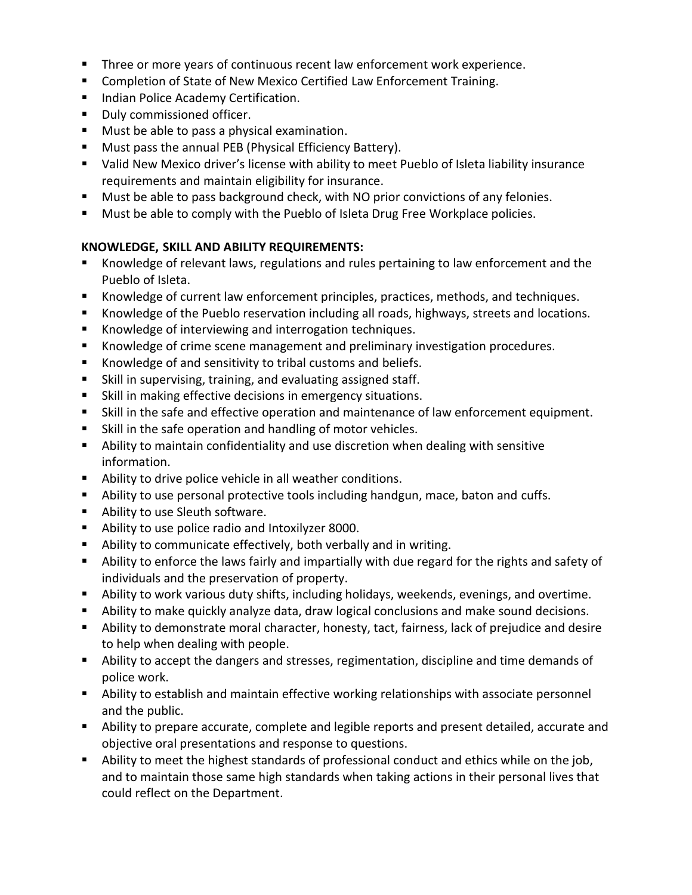- Three or more years of continuous recent law enforcement work experience.
- Completion of State of New Mexico Certified Law Enforcement Training.
- Indian Police Academy Certification.
- Duly commissioned officer.
- Must be able to pass a physical examination.
- Must pass the annual PEB (Physical Efficiency Battery).
- Valid New Mexico driver's license with ability to meet Pueblo of Isleta liability insurance requirements and maintain eligibility for insurance.
- Must be able to pass background check, with NO prior convictions of any felonies.
- Must be able to comply with the Pueblo of Isleta Drug Free Workplace policies.

**KNOWLEDGE, SKILL AND ABILITY REQUIREMENTS:**

- Knowledge of relevant laws, regulations and rules pertaining to law enforcement and the Pueblo of Isleta.
- Knowledge of current law enforcement principles, practices, methods, and techniques.
- Knowledge of the Pueblo reservation including all roads, highways, streets and locations.
- Knowledge of interviewing and interrogation techniques.
- Knowledge of crime scene management and preliminary investigation procedures.
- Knowledge of and sensitivity to tribal customs and beliefs.
- Skill in supervising, training, and evaluating assigned staff.
- Skill in making effective decisions in emergency situations.
- Skill in the safe and effective operation and maintenance of law enforcement equipment.
- Skill in the safe operation and handling of motor vehicles.
- Ability to maintain confidentiality and use discretion when dealing with sensitive information.
- Ability to drive police vehicle in all weather conditions.
- Ability to use personal protective tools including handgun, mace, baton and cuffs.
- Ability to use Sleuth software.
- Ability to use police radio and Intoxilyzer 8000.
- Ability to communicate effectively, both verbally and in writing.
- Ability to enforce the laws fairly and impartially with due regard for the rights and safety of individuals and the preservation of property.
- Ability to work various duty shifts, including holidays, weekends, evenings, and overtime.
- Ability to make quickly analyze data, draw logical conclusions and make sound decisions.
- Ability to demonstrate moral character, honesty, tact, fairness, lack of prejudice and desire to help when dealing with people.
- Ability to accept the dangers and stresses, regimentation, discipline and time demands of police work.
- Ability to establish and maintain effective working relationships with associate personnel and the public.
- Ability to prepare accurate, complete and legible reports and present detailed, accurate and objective oral presentations and response to questions.
- Ability to meet the highest standards of professional conduct and ethics while on the job, and to maintain those same high standards when taking actions in their personal lives that could reflect on the Department.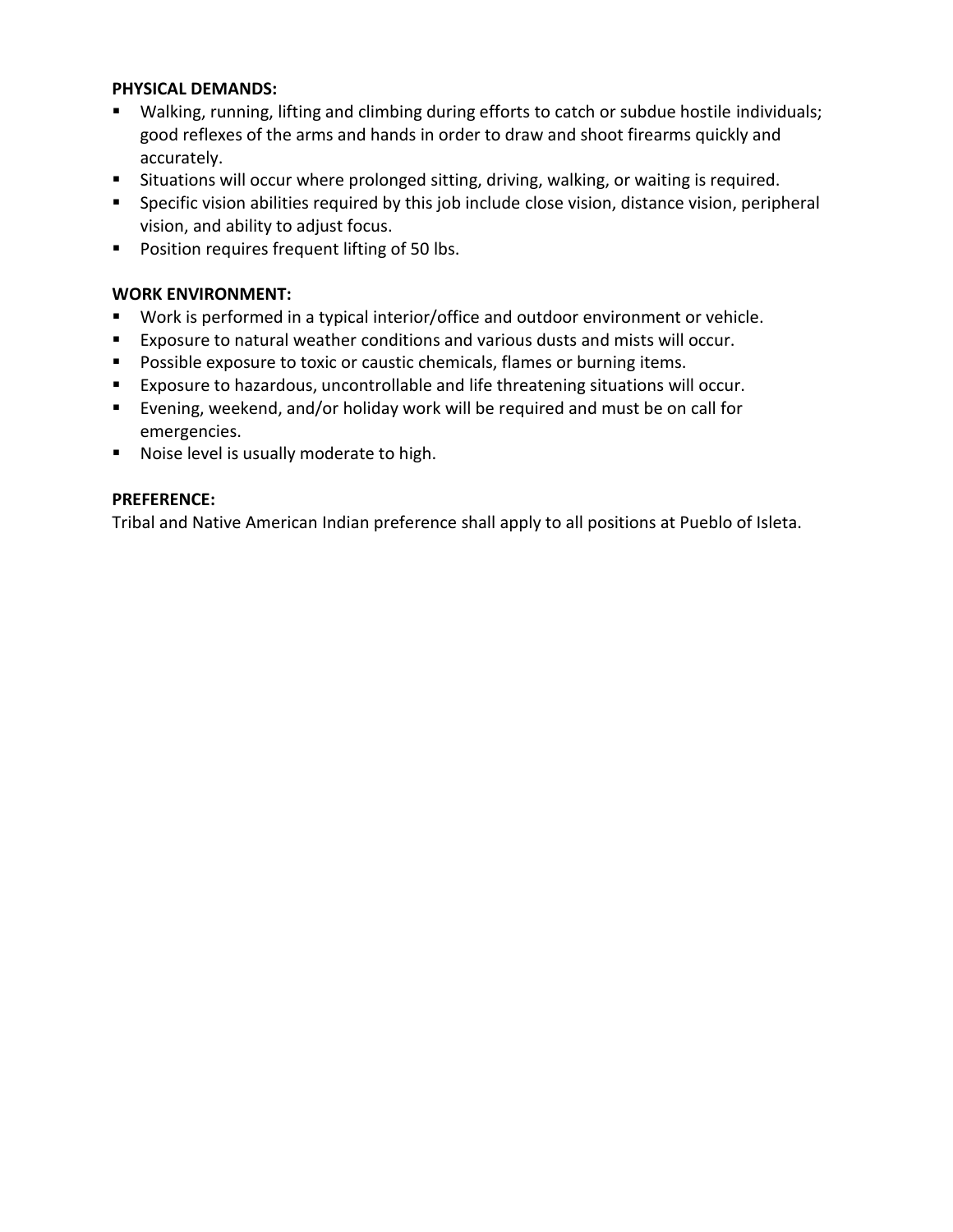**PHYSICAL DEMANDS:**

- Walking, running, lifting and climbing during efforts to catch or subdue hostile individuals; good reflexes of the arms and hands in order to draw and shoot firearms quickly and accurately.
- Situations will occur where prolonged sitting, driving, walking, or waiting is required.
- Specific vision abilities required by this job include close vision, distance vision, peripheral vision, and ability to adjust focus.
- Position requires frequent lifting of 50 lbs.

**WORK ENVIRONMENT:**

- Work is performed in a typical interior/office and outdoor environment or vehicle.
- Exposure to natural weather conditions and various dusts and mists will occur.
- Possible exposure to toxic or caustic chemicals, flames or burning items.
- Exposure to hazardous, uncontrollable and life threatening situations will occur.
- Evening, weekend, and/or holiday work will be required and must be on call for emergencies.
- Noise level is usually moderate to high.

**PREFERENCE:**

Tribal and Native American Indian preference shall apply to all positions at Pueblo of Isleta.